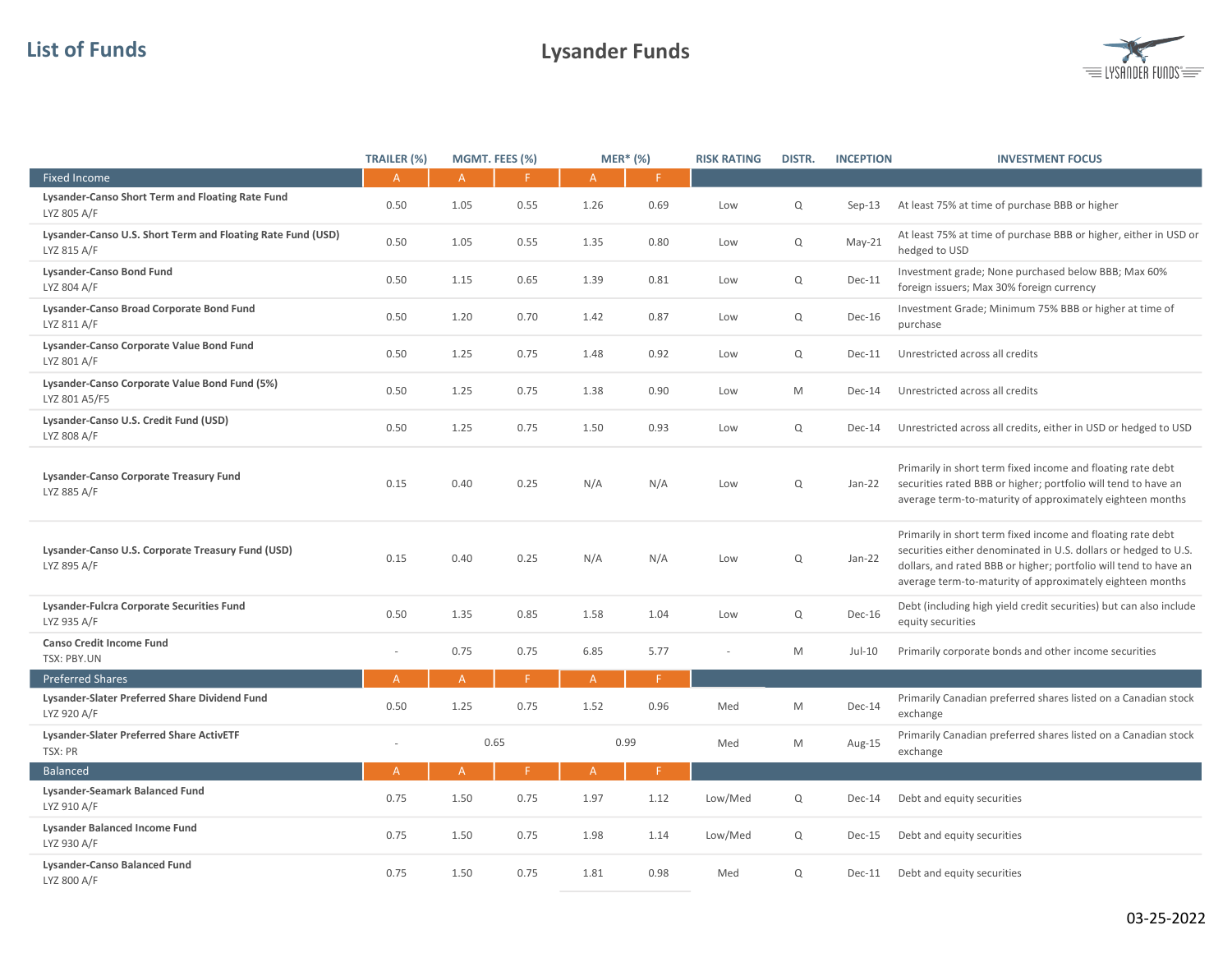# List of Funds

## Lysander Funds

| | TRAILER (%) | MGMT. FEES (%) | | MER* (%) | | RISK RATING | DISTR. | INCEPTION | INVESTMENT FOCUS |
|---|---|---|---|---|---|---|---|---|---|
| **Fixed Income** | A | A | F | A | F | | | | |
| **Lysander-Canso Short Term and Floating Rate Fund** LYZ 805 A/F | 0.50 | 1.05 | 0.55 | 1.26 | 0.69 | Low | Q | Sep-13 | At least 75% at time of purchase BBB or higher |
| **Lysander-Canso U.S. Short Term and Floating Rate Fund (USD)** LYZ 815 A/F | 0.50 | 1.05 | 0.55 | 1.35 | 0.80 | Low | Q | May-21 | At least 75% at time of purchase BBB or higher, either in USD or hedged to USD |
| **Lysander-Canso Bond Fund** LYZ 804 A/F | 0.50 | 1.15 | 0.65 | 1.39 | 0.81 | Low | Q | Dec-11 | Investment grade; None purchased below BBB; Max 60% foreign issuers; Max 30% foreign currency |
| **Lysander-Canso Broad Corporate Bond Fund** LYZ 811 A/F | 0.50 | 1.20 | 0.70 | 1.42 | 0.87 | Low | Q | Dec-16 | Investment Grade; Minimum 75% BBB or higher at time of purchase |
| **Lysander-Canso Corporate Value Bond Fund** LYZ 801 A/F | 0.50 | 1.25 | 0.75 | 1.48 | 0.92 | Low | Q | Dec-11 | Unrestricted across all credits |
| **Lysander-Canso Corporate Value Bond Fund (5%)** LYZ 801 A5/F5 | 0.50 | 1.25 | 0.75 | 1.38 | 0.90 | Low | M | Dec-14 | Unrestricted across all credits |
| **Lysander-Canso U.S. Credit Fund (USD)** LYZ 808 A/F | 0.50 | 1.25 | 0.75 | 1.50 | 0.93 | Low | Q | Dec-14 | Unrestricted across all credits, either in USD or hedged to USD |
| **Lysander-Canso Corporate Treasury Fund** LYZ 885 A/F | 0.15 | 0.40 | 0.25 | N/A | N/A | Low | Q | Jan-22 | Primarily in short term fixed income and floating rate debt securities rated BBB or higher; portfolio will tend to have an average term-to-maturity of approximately eighteen months |
| **Lysander-Canso U.S. Corporate Treasury Fund (USD)** LYZ 895 A/F | 0.15 | 0.40 | 0.25 | N/A | N/A | Low | Q | Jan-22 | Primarily in short term fixed income and floating rate debt securities either denominated in U.S. dollars or hedged to U.S. dollars, and rated BBB or higher; portfolio will tend to have an average term-to-maturity of approximately eighteen months |
| **Lysander-Fulcra Corporate Securities Fund** LYZ 935 A/F | 0.50 | 1.35 | 0.85 | 1.58 | 1.04 | Low | Q | Dec-16 | Debt (including high yield credit securities) but can also include equity securities |
| **Canso Credit Income Fund** TSX: PBY.UN | - | 0.75 | 0.75 | 6.85 | 5.77 | - | M | Jul-10 | Primarily corporate bonds and other income securities |
| **Preferred Shares** | A | A | F | A | F | | | | |
| **Lysander-Slater Preferred Share Dividend Fund** LYZ 920 A/F | 0.50 | 1.25 | 0.75 | 1.52 | 0.96 | Med | M | Dec-14 | Primarily Canadian preferred shares listed on a Canadian stock exchange |
| **Lysander-Slater Preferred Share ActivETF** TSX: PR | - | 0.65 | | 0.99 | | Med | M | Aug-15 | Primarily Canadian preferred shares listed on a Canadian stock exchange |
| **Balanced** | A | A | F | A | F | | | | |
| **Lysander-Seamark Balanced Fund** LYZ 910 A/F | 0.75 | 1.50 | 0.75 | 1.97 | 1.12 | Low/Med | Q | Dec-14 | Debt and equity securities |
| **Lysander Balanced Income Fund** LYZ 930 A/F | 0.75 | 1.50 | 0.75 | 1.98 | 1.14 | Low/Med | Q | Dec-15 | Debt and equity securities |
| **Lysander-Canso Balanced Fund** LYZ 800 A/F | 0.75 | 1.50 | 0.75 | 1.81 | 0.98 | Med | Q | Dec-11 | Debt and equity securities |

03-25-2022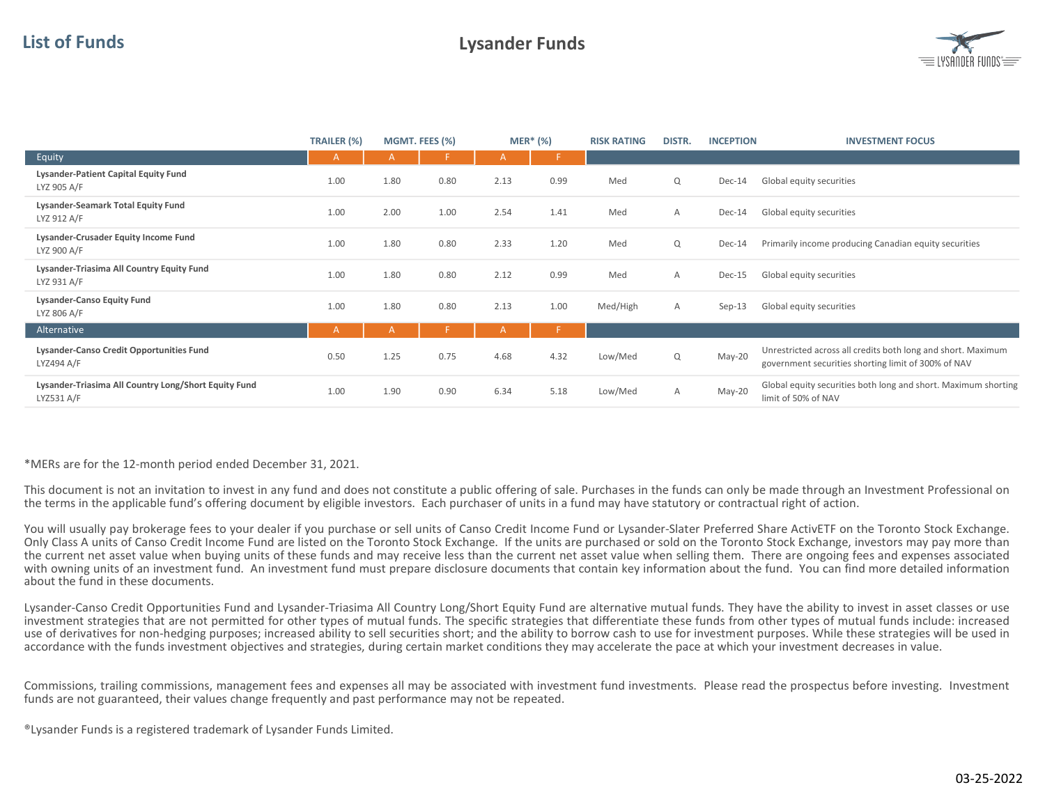## List of Funds

# Lysander Funds

| | TRAILER (%) | MGMT. FEES (%) | | MER* (%) | | RISK RATING | DISTR. | INCEPTION | INVESTMENT FOCUS |
|---|---|---|---|---|---|---|---|---|---|
| **Equity** | A | A | F | A | F | | | | |
| **Lysander-Patient Capital Equity Fund** LYZ 905 A/F | 1.00 | 1.80 | 0.80 | 2.13 | 0.99 | Med | Q | Dec-14 | Global equity securities |
| **Lysander-Seamark Total Equity Fund** LYZ 912 A/F | 1.00 | 2.00 | 1.00 | 2.54 | 1.41 | Med | A | Dec-14 | Global equity securities |
| **Lysander-Crusader Equity Income Fund** LYZ 900 A/F | 1.00 | 1.80 | 0.80 | 2.33 | 1.20 | Med | Q | Dec-14 | Primarily income producing Canadian equity securities |
| **Lysander-Triasima All Country Equity Fund** LYZ 931 A/F | 1.00 | 1.80 | 0.80 | 2.12 | 0.99 | Med | A | Dec-15 | Global equity securities |
| **Lysander-Canso Equity Fund** LYZ 806 A/F | 1.00 | 1.80 | 0.80 | 2.13 | 1.00 | Med/High | A | Sep-13 | Global equity securities |
| **Alternative** | A | A | F | A | F | | | | |
| **Lysander-Canso Credit Opportunities Fund** LYZ494 A/F | 0.50 | 1.25 | 0.75 | 4.68 | 4.32 | Low/Med | Q | May-20 | Unrestricted across all credits both long and short. Maximum government securities shorting limit of 300% of NAV |
| **Lysander-Triasima All Country Long/Short Equity Fund** LYZ531 A/F | 1.00 | 1.90 | 0.90 | 6.34 | 5.18 | Low/Med | A | May-20 | Global equity securities both long and short. Maximum shorting limit of 50% of NAV |

*MERs are for the 12-month period ended December 31, 2021.

This document is not an invitation to invest in any fund and does not constitute a public offering of sale. Purchases in the funds can only be made through an Investment Professional on the terms in the applicable fund's offering document by eligible investors. Each purchaser of units in a fund may have statutory or contractual right of action.

You will usually pay brokerage fees to your dealer if you purchase or sell units of Canso Credit Income Fund or Lysander-Slater Preferred Share ActivETF on the Toronto Stock Exchange. Only Class A units of Canso Credit Income Fund are listed on the Toronto Stock Exchange. If the units are purchased or sold on the Toronto Stock Exchange, investors may pay more than the current net asset value when buying units of these funds and may receive less than the current net asset value when selling them. There are ongoing fees and expenses associated with owning units of an investment fund. An investment fund must prepare disclosure documents that contain key information about the fund. You can find more detailed information about the fund in these documents.

Lysander-Canso Credit Opportunities Fund and Lysander-Triasima All Country Long/Short Equity Fund are alternative mutual funds. They have the ability to invest in asset classes or use investment strategies that are not permitted for other types of mutual funds. The specific strategies that differentiate these funds from other types of mutual funds include: increased use of derivatives for non-hedging purposes; increased ability to sell securities short; and the ability to borrow cash to use for investment purposes. While these strategies will be used in accordance with the funds investment objectives and strategies, during certain market conditions they may accelerate the pace at which your investment decreases in value.

Commissions, trailing commissions, management fees and expenses all may be associated with investment fund investments. Please read the prospectus before investing. Investment funds are not guaranteed, their values change frequently and past performance may not be repeated.

®Lysander Funds is a registered trademark of Lysander Funds Limited.

03-25-2022